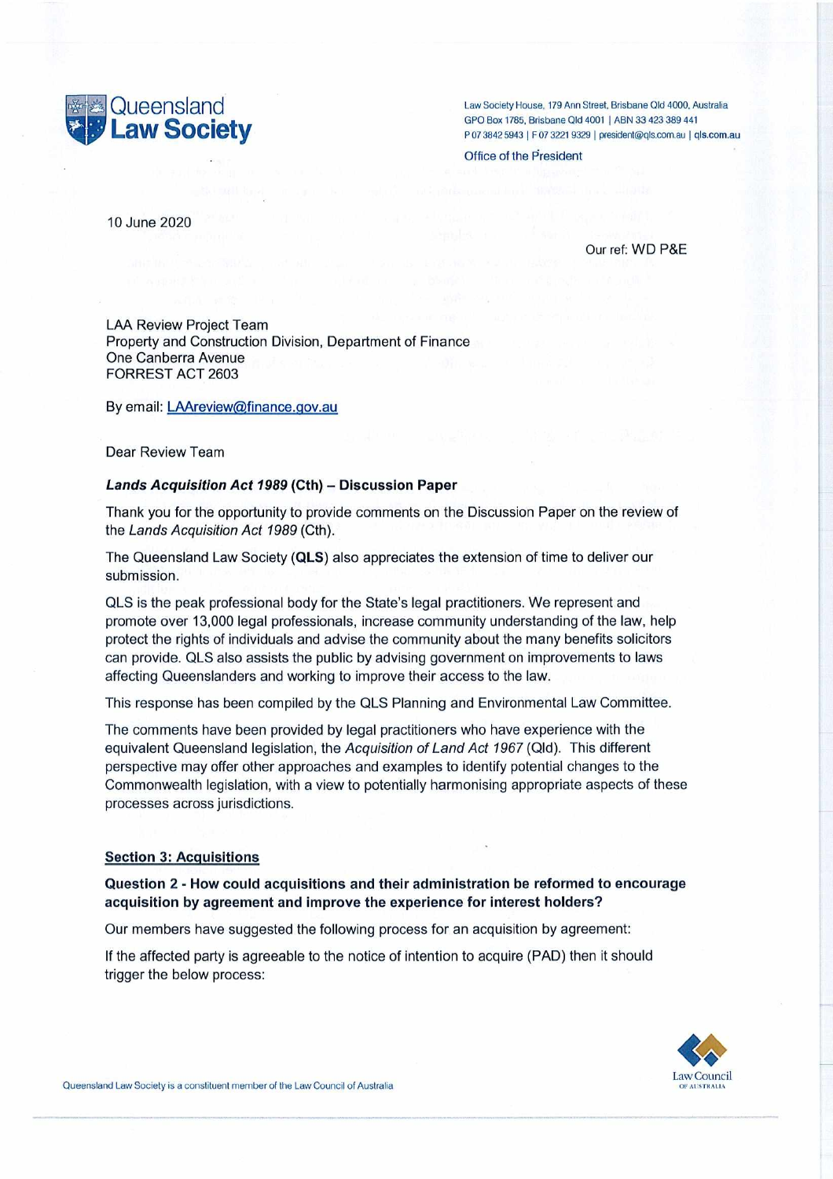Queensland Law Society

Law Society House, 179 Ann Street, Brisbane Qld 4000, Australia
GPO Box 1785, Brisbane Qld 4001 | ABN 33 423 389 441
P 07 3842 5943 | F 07 3221 9329 | president@qls.com.au | qls.com.au

Office of the President

10 June 2020

Our ref: WD P&E

LAA Review Project Team
Property and Construction Division, Department of Finance
One Canberra Avenue
FORREST ACT 2603

By email: LAAreview@finance.gov.au

Dear Review Team

***Lands Acquisition Act 1989*** **(Cth) – Discussion Paper**

Thank you for the opportunity to provide comments on the Discussion Paper on the review of the *Lands Acquisition Act 1989* (Cth).

The Queensland Law Society (**QLS**) also appreciates the extension of time to deliver our submission.

QLS is the peak professional body for the State's legal practitioners. We represent and promote over 13,000 legal professionals, increase community understanding of the law, help protect the rights of individuals and advise the community about the many benefits solicitors can provide. QLS also assists the public by advising government on improvements to laws affecting Queenslanders and working to improve their access to the law.

This response has been compiled by the QLS Planning and Environmental Law Committee.

The comments have been provided by legal practitioners who have experience with the equivalent Queensland legislation, the *Acquisition of Land Act 1967* (Qld). This different perspective may offer other approaches and examples to identify potential changes to the Commonwealth legislation, with a view to potentially harmonising appropriate aspects of these processes across jurisdictions.

## Section 3: Acquisitions

**Question 2 - How could acquisitions and their administration be reformed to encourage acquisition by agreement and improve the experience for interest holders?**

Our members have suggested the following process for an acquisition by agreement:

If the affected party is agreeable to the notice of intention to acquire (PAD) then it should trigger the below process:

Queensland Law Society is a constituent member of the Law Council of Australia

Law Council of Australia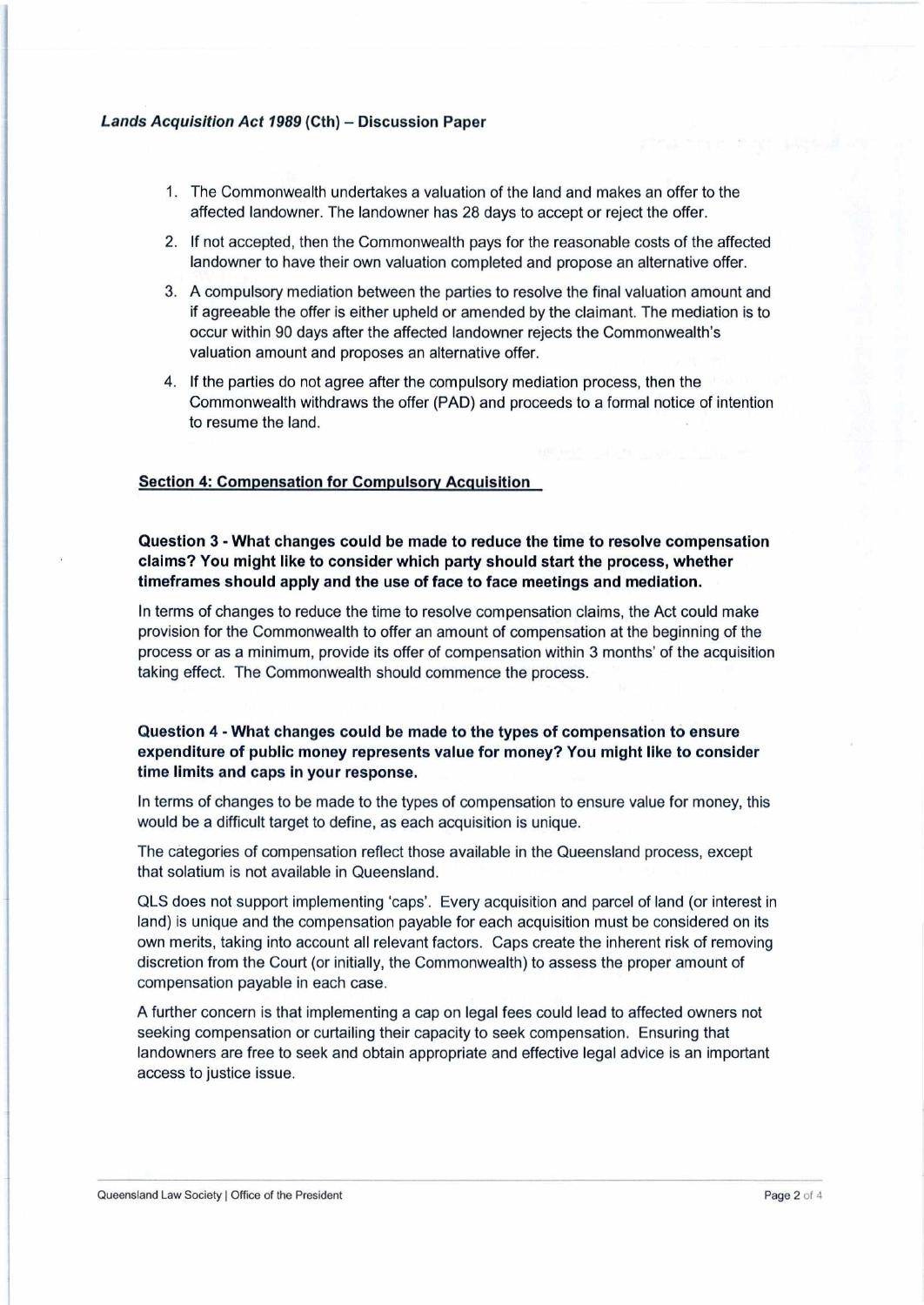1. The Commonwealth undertakes a valuation of the land and makes an offer to the affected landowner. The landowner has 28 days to accept or reject the offer.
2. If not accepted, then the Commonwealth pays for the reasonable costs of the affected landowner to have their own valuation completed and propose an alternative offer.
3. A compulsory mediation between the parties to resolve the final valuation amount and if agreeable the offer is either upheld or amended by the claimant. The mediation is to occur within 90 days after the affected landowner rejects the Commonwealth's valuation amount and proposes an alternative offer.
4. If the parties do not agree after the compulsory mediation process, then the Commonwealth withdraws the offer (PAD) and proceeds to a formal notice of intention to resume the land.

## Section 4: Compensation for Compulsory Acquisition

**Question 3 - What changes could be made to reduce the time to resolve compensation claims? You might like to consider which party should start the process, whether timeframes should apply and the use of face to face meetings and mediation.**

In terms of changes to reduce the time to resolve compensation claims, the Act could make provision for the Commonwealth to offer an amount of compensation at the beginning of the process or as a minimum, provide its offer of compensation within 3 months' of the acquisition taking effect. The Commonwealth should commence the process.

**Question 4 - What changes could be made to the types of compensation to ensure expenditure of public money represents value for money? You might like to consider time limits and caps in your response.**

In terms of changes to be made to the types of compensation to ensure value for money, this would be a difficult target to define, as each acquisition is unique.

The categories of compensation reflect those available in the Queensland process, except that solatium is not available in Queensland.

QLS does not support implementing 'caps'. Every acquisition and parcel of land (or interest in land) is unique and the compensation payable for each acquisition must be considered on its own merits, taking into account all relevant factors. Caps create the inherent risk of removing discretion from the Court (or initially, the Commonwealth) to assess the proper amount of compensation payable in each case.

A further concern is that implementing a cap on legal fees could lead to affected owners not seeking compensation or curtailing their capacity to seek compensation. Ensuring that landowners are free to seek and obtain appropriate and effective legal advice is an important access to justice issue.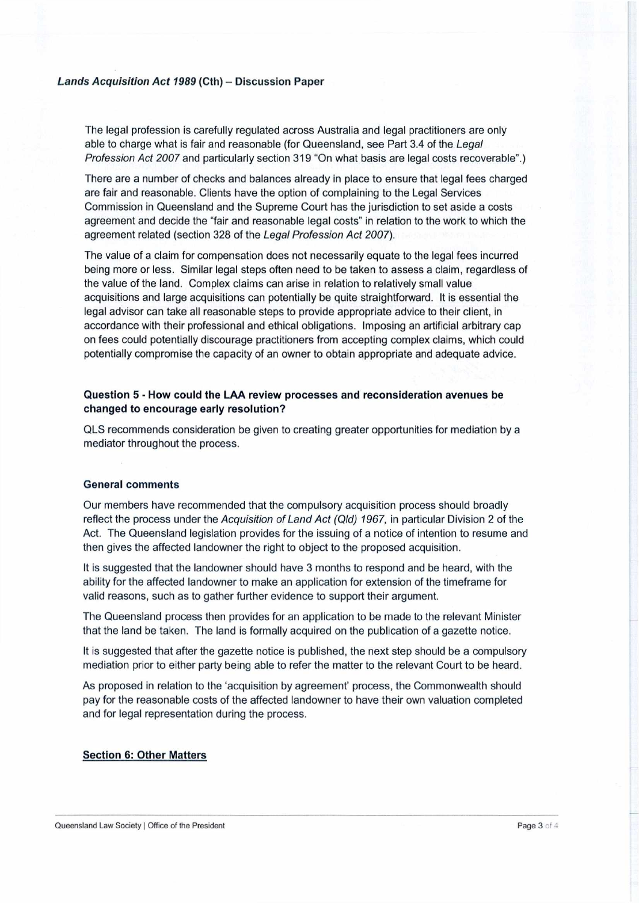The legal profession is carefully regulated across Australia and legal practitioners are only able to charge what is fair and reasonable (for Queensland, see Part 3.4 of the *Legal Profession Act 2007* and particularly section 319 "On what basis are legal costs recoverable".)

There are a number of checks and balances already in place to ensure that legal fees charged are fair and reasonable. Clients have the option of complaining to the Legal Services Commission in Queensland and the Supreme Court has the jurisdiction to set aside a costs agreement and decide the "fair and reasonable legal costs" in relation to the work to which the agreement related (section 328 of the *Legal Profession Act 2007*).

The value of a claim for compensation does not necessarily equate to the legal fees incurred being more or less. Similar legal steps often need to be taken to assess a claim, regardless of the value of the land. Complex claims can arise in relation to relatively small value acquisitions and large acquisitions can potentially be quite straightforward. It is essential the legal advisor can take all reasonable steps to provide appropriate advice to their client, in accordance with their professional and ethical obligations. Imposing an artificial arbitrary cap on fees could potentially discourage practitioners from accepting complex claims, which could potentially compromise the capacity of an owner to obtain appropriate and adequate advice.

**Question 5 - How could the LAA review processes and reconsideration avenues be changed to encourage early resolution?**

QLS recommends consideration be given to creating greater opportunities for mediation by a mediator throughout the process.

**General comments**

Our members have recommended that the compulsory acquisition process should broadly reflect the process under the *Acquisition of Land Act (Qld) 1967,* in particular Division 2 of the Act. The Queensland legislation provides for the issuing of a notice of intention to resume and then gives the affected landowner the right to object to the proposed acquisition.

It is suggested that the landowner should have 3 months to respond and be heard, with the ability for the affected landowner to make an application for extension of the timeframe for valid reasons, such as to gather further evidence to support their argument.

The Queensland process then provides for an application to be made to the relevant Minister that the land be taken. The land is formally acquired on the publication of a gazette notice.

It is suggested that after the gazette notice is published, the next step should be a compulsory mediation prior to either party being able to refer the matter to the relevant Court to be heard.

As proposed in relation to the 'acquisition by agreement' process, the Commonwealth should pay for the reasonable costs of the affected landowner to have their own valuation completed and for legal representation during the process.

**Section 6: Other Matters**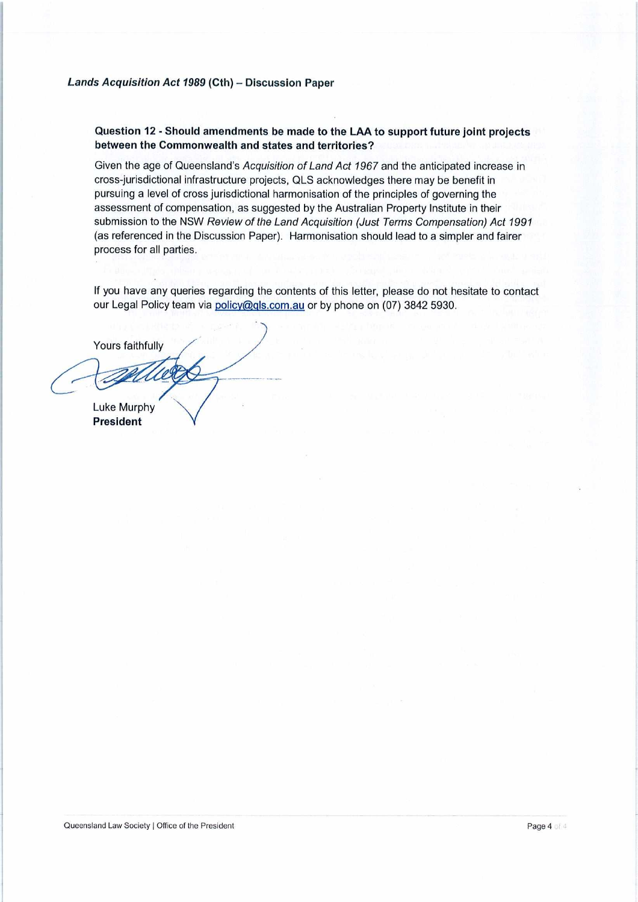**Question 12 - Should amendments be made to the LAA to support future joint projects between the Commonwealth and states and territories?**

Given the age of Queensland's *Acquisition of Land Act 1967* and the anticipated increase in cross-jurisdictional infrastructure projects, QLS acknowledges there may be benefit in pursuing a level of cross jurisdictional harmonisation of the principles of governing the assessment of compensation, as suggested by the Australian Property Institute in their submission to the NSW *Review of the Land Acquisition (Just Terms Compensation) Act 1991* (as referenced in the Discussion Paper). Harmonisation should lead to a simpler and fairer process for all parties.

If you have any queries regarding the contents of this letter, please do not hesitate to contact our Legal Policy team via policy@qls.com.au or by phone on (07) 3842 5930.

Yours faithfully

Luke Murphy
**President**